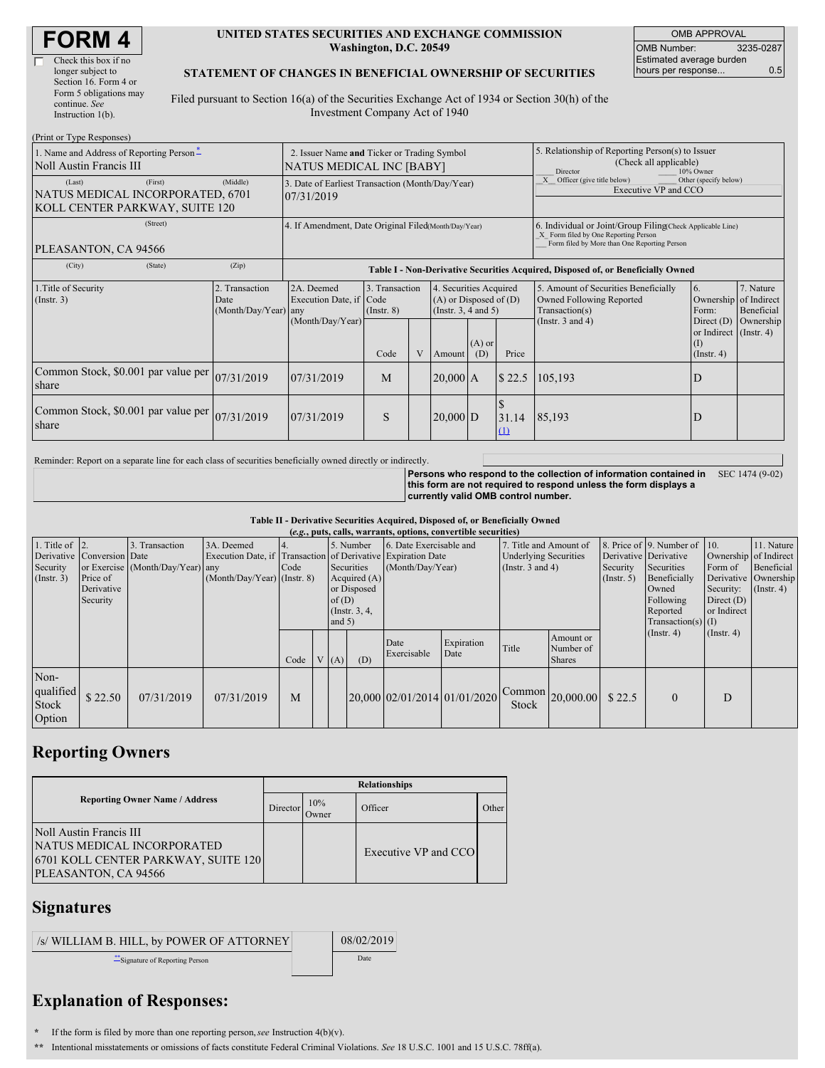# FORM 4

☐ Check this box if no longer subject to Section 16. Form 4 or Form 5 obligations may continue. *See* Instruction 1(b).

**UNITED STATES SECURITIES AND EXCHANGE COMMISSION**
**Washington, D.C. 20549**

**STATEMENT OF CHANGES IN BENEFICIAL OWNERSHIP OF SECURITIES**

Filed pursuant to Section 16(a) of the Securities Exchange Act of 1934 or Section 30(h) of the Investment Company Act of 1940

| OMB APPROVAL | |
|---|---|
| OMB Number: | 3235-0287 |
| Estimated average burden hours per response... | 0.5 |

(Print or Type Responses)

| | | |
|---|---|---|
| 1. Name and Address of Reporting Person* Noll Austin Francis III | 2. Issuer Name **and** Ticker or Trading Symbol NATUS MEDICAL INC [BABY] | 5. Relationship of Reporting Person(s) to Issuer (Check all applicable) ___ Director ___ 10% Owner _X_ Officer (give title below) ___ Other (specify below) Executive VP and CCO |
| (Last) (First) (Middle) NATUS MEDICAL INCORPORATED, 6701 KOLL CENTER PARKWAY, SUITE 120 | 3. Date of Earliest Transaction (Month/Day/Year) 07/31/2019 | |
| (Street) PLEASANTON, CA 94566 | 4. If Amendment, Date Original Filed(Month/Day/Year) | 6. Individual or Joint/Group Filing(Check Applicable Line) _X_ Form filed by One Reporting Person ___ Form filed by More than One Reporting Person |
| (City) (State) (Zip) | | |

**Table I - Non-Derivative Securities Acquired, Disposed of, or Beneficially Owned**

| 1.Title of Security (Instr. 3) | 2. Transaction Date (Month/Day/Year) | 2A. Deemed Execution Date, if any (Month/Day/Year) | 3. Transaction Code (Instr. 8) | | 4. Securities Acquired (A) or Disposed of (D) (Instr. 3, 4 and 5) | | | 5. Amount of Securities Beneficially Owned Following Reported Transaction(s) (Instr. 3 and 4) | 6. Ownership Form: Direct (D) or Indirect (I) (Instr. 4) | 7. Nature of Indirect Beneficial Ownership (Instr. 4) |
|---|---|---|---|---|---|---|---|---|---|---|
| | | | Code | V | Amount | (A) or (D) | Price | | | |
| Common Stock, $0.001 par value per share | 07/31/2019 | 07/31/2019 | M | | 20,000 | A | $ 22.5 | 105,193 | D | |
| Common Stock, $0.001 par value per share | 07/31/2019 | 07/31/2019 | S | | 20,000 | D | $ 31.14 (1) | 85,193 | D | |

Reminder: Report on a separate line for each class of securities beneficially owned directly or indirectly.

**Persons who respond to the collection of information contained in this form are not required to respond unless the form displays a currently valid OMB control number.** SEC 1474 (9-02)

**Table II - Derivative Securities Acquired, Disposed of, or Beneficially Owned**
***(e.g., puts, calls, warrants, options, convertible securities)***

| 1. Title of Derivative Security (Instr. 3) | 2. Conversion or Exercise Price of Derivative Security | 3. Transaction Date (Month/Day/Year) | 3A. Deemed Execution Date, if any (Month/Day/Year) | 4. Transaction Code (Instr. 8) | | 5. Number of Derivative Securities Acquired (A) or Disposed of (D) (Instr. 3, 4, and 5) | | 6. Date Exercisable and Expiration Date (Month/Day/Year) | | 7. Title and Amount of Underlying Securities (Instr. 3 and 4) | | 8. Price of Derivative Security (Instr. 5) | 9. Number of Derivative Securities Beneficially Owned Following Reported Transaction(s) (Instr. 4) | 10. Ownership Form of Derivative Security: Direct (D) or Indirect (I) (Instr. 4) | 11. Nature of Indirect Beneficial Ownership (Instr. 4) |
|---|---|---|---|---|---|---|---|---|---|---|---|---|---|---|---|
| | | | | Code | V | (A) | (D) | Date Exercisable | Expiration Date | Title | Amount or Number of Shares | | | | |
| Non-qualified Stock Option | $ 22.50 | 07/31/2019 | 07/31/2019 | M | | | 20,000 | 02/01/2014 | 01/01/2020 | Common Stock | 20,000.00 | $ 22.5 | 0 | D | |

## Reporting Owners

| Reporting Owner Name / Address | Relationships | | | |
|---|---|---|---|---|
| | Director | 10% Owner | Officer | Other |
| Noll Austin Francis III NATUS MEDICAL INCORPORATED 6701 KOLL CENTER PARKWAY, SUITE 120 PLEASANTON, CA 94566 | | | Executive VP and CCO | |

## Signatures

| | |
|---|---|
| /s/ WILLIAM B. HILL, by POWER OF ATTORNEY | 08/02/2019 |
| **Signature of Reporting Person | Date |

## Explanation of Responses:

\* If the form is filed by more than one reporting person, *see* Instruction 4(b)(v).

\*\* Intentional misstatements or omissions of facts constitute Federal Criminal Violations. *See* 18 U.S.C. 1001 and 15 U.S.C. 78ff(a).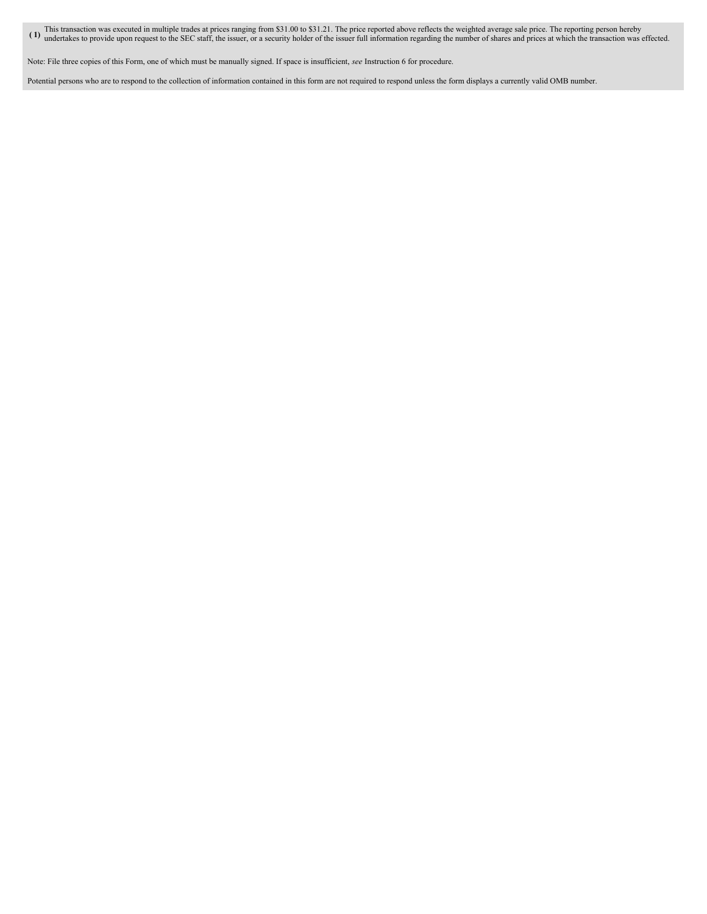(1) This transaction was executed in multiple trades at prices ranging from $31.00 to $31.21. The price reported above reflects the weighted average sale price. The reporting person hereby undertakes to provide upon request to the SEC staff, the issuer, or a security holder of the issuer full information regarding the number of shares and prices at which the transaction was effected.

Note: File three copies of this Form, one of which must be manually signed. If space is insufficient, *see* Instruction 6 for procedure.

Potential persons who are to respond to the collection of information contained in this form are not required to respond unless the form displays a currently valid OMB number.